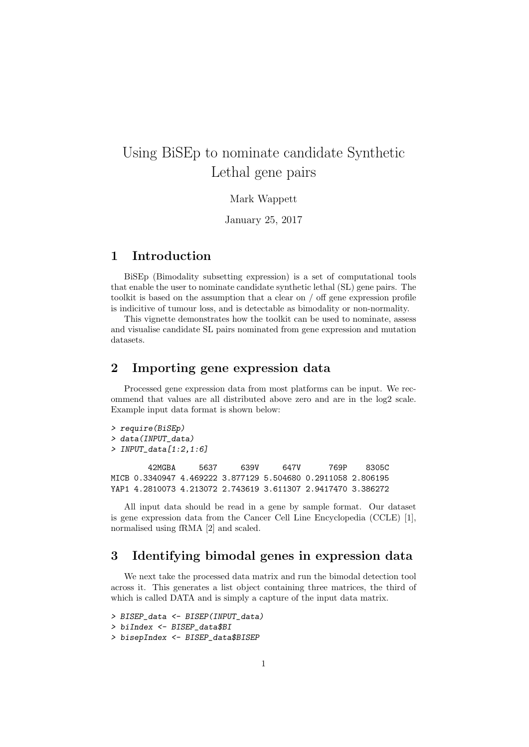# Using BiSEp to nominate candidate Synthetic Lethal gene pairs

Mark Wappett

January 25, 2017

## 1 Introduction

BiSEp (Bimodality subsetting expression) is a set of computational tools that enable the user to nominate candidate synthetic lethal (SL) gene pairs. The toolkit is based on the assumption that a clear on / off gene expression profile is indicitive of tumour loss, and is detectable as bimodality or non-normality.

This vignette demonstrates how the toolkit can be used to nominate, assess and visualise candidate SL pairs nominated from gene expression and mutation datasets.

## 2 Importing gene expression data

Processed gene expression data from most platforms can be input. We recommend that values are all distributed above zero and are in the log2 scale. Example input data format is shown below:

```
> require(BiSEp)
> data(INPUT_data)
> INPUT_data[1:2,1:6]

        42MGBA     5637     639V     647V      769P    8305C
MICB 0.3340947 4.469222 3.877129 5.504680 0.2911058 2.806195
YAP1 4.2810073 4.213072 2.743619 3.611307 2.9417470 3.386272
```

All input data should be read in a gene by sample format. Our dataset is gene expression data from the Cancer Cell Line Encyclopedia (CCLE) [1], normalised using fRMA [2] and scaled.

## 3 Identifying bimodal genes in expression data

We next take the processed data matrix and run the bimodal detection tool across it. This generates a list object containing three matrices, the third of which is called DATA and is simply a capture of the input data matrix.

```
> BISEP_data <- BISEP(INPUT_data)
> biIndex <- BISEP_data$BI
> bisepIndex <- BISEP_data$BISEP
```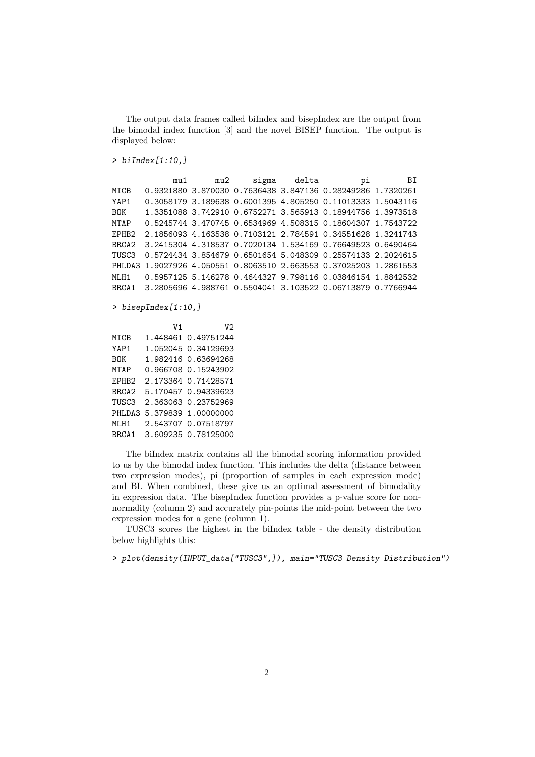The output data frames called biIndex and bisepIndex are the output from the bimodal index function [3] and the novel BISEP function. The output is displayed below:

```
> biIndex[1:10,]

             mu1      mu2     sigma    delta         pi        BI
MICB   0.9321880 3.870030 0.7636438 3.847136 0.28249286 1.7320261
YAP1   0.3058179 3.189638 0.6001395 4.805250 0.11013333 1.5043116
BOK    1.3351088 3.742910 0.6752271 3.565913 0.18944756 1.3973518
MTAP   0.5245744 3.470745 0.6534969 4.508315 0.18604307 1.7543722
EPHB2  2.1856093 4.163538 0.7103121 2.784591 0.34551628 1.3241743
BRCA2  3.2415304 4.318537 0.7020134 1.534169 0.76649523 0.6490464
TUSC3  0.5724434 3.854679 0.6501654 5.048309 0.25574133 2.2024615
PHLDA3 1.9027926 4.050551 0.8063510 2.663553 0.37025203 1.2861553
MLH1   0.5957125 5.146278 0.4644327 9.798116 0.03846154 1.8842532
BRCA1  3.2805696 4.988761 0.5504041 3.103522 0.06713879 0.7766944
```

```
> bisepIndex[1:10,]

             V1         V2
MICB   1.448461 0.49751244
YAP1   1.052045 0.34129693
BOK    1.982416 0.63694268
MTAP   0.966708 0.15243902
EPHB2  2.173364 0.71428571
BRCA2  5.170457 0.94339623
TUSC3  2.363063 0.23752969
PHLDA3 5.379839 1.00000000
MLH1   2.543707 0.07518797
BRCA1  3.609235 0.78125000
```

The biIndex matrix contains all the bimodal scoring information provided to us by the bimodal index function. This includes the delta (distance between two expression modes), pi (proportion of samples in each expression mode) and BI. When combined, these give us an optimal assessment of bimodality in expression data. The bisepIndex function provides a p-value score for non-normality (column 2) and accurately pin-points the mid-point between the two expression modes for a gene (column 1).

TUSC3 scores the highest in the biIndex table - the density distribution below highlights this:

```
> plot(density(INPUT_data["TUSC3",]), main="TUSC3 Density Distribution")
```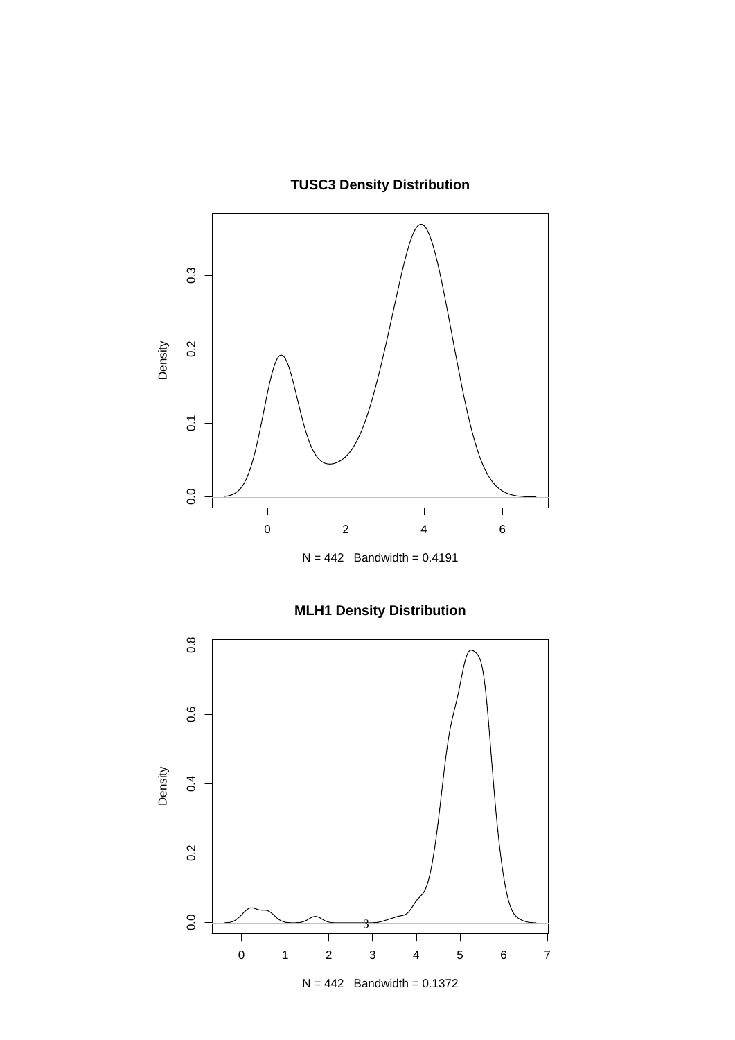### TUSC3 Density Distribution

N = 442 Bandwidth = 0.4191

### MLH1 Density Distribution

N = 442 Bandwidth = 0.1372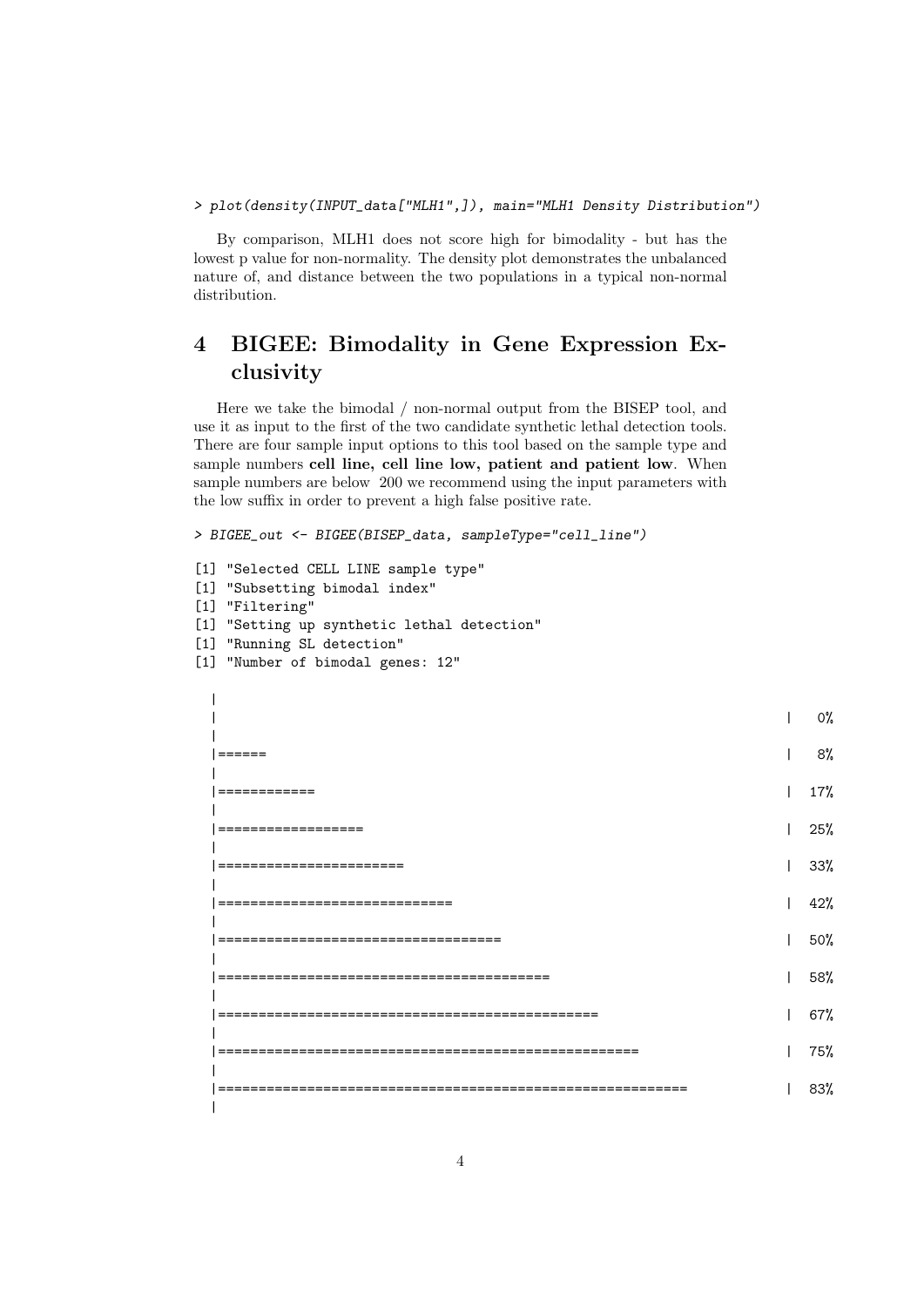```
> plot(density(INPUT_data["MLH1",]), main="MLH1 Density Distribution")
```

By comparison, MLH1 does not score high for bimodality - but has the lowest p value for non-normality. The density plot demonstrates the unbalanced nature of, and distance between the two populations in a typical non-normal distribution.

## 4 BIGEE: Bimodality in Gene Expression Exclusivity

Here we take the bimodal / non-normal output from the BISEP tool, and use it as input to the first of the two candidate synthetic lethal detection tools. There are four sample input options to this tool based on the sample type and sample numbers **cell line, cell line low, patient and patient low**. When sample numbers are below 200 we recommend using the input parameters with the low suffix in order to prevent a high false positive rate.

```
> BIGEE_out <- BIGEE(BISEP_data, sampleType="cell_line")

[1] "Selected CELL LINE sample type"
[1] "Subsetting bimodal index"
[1] "Filtering"
[1] "Setting up synthetic lethal detection"
[1] "Running SL detection"
[1] "Number of bimodal genes: 12"

  |
  |                                                                  |   0%
  |
  |======                                                            |   8%
  |
  |===========                                                       |  17%
  |
  |=================                                                 |  25%
  |
  |======================                                            |  33%
  |
  |============================                                      |  42%
  |
  |=================================                                 |  50%
  |
  |======================================                            |  58%
  |
  |============================================                      |  67%
  |
  |=================================================                 |  75%
  |
  |=======================================================           |  83%
  |
```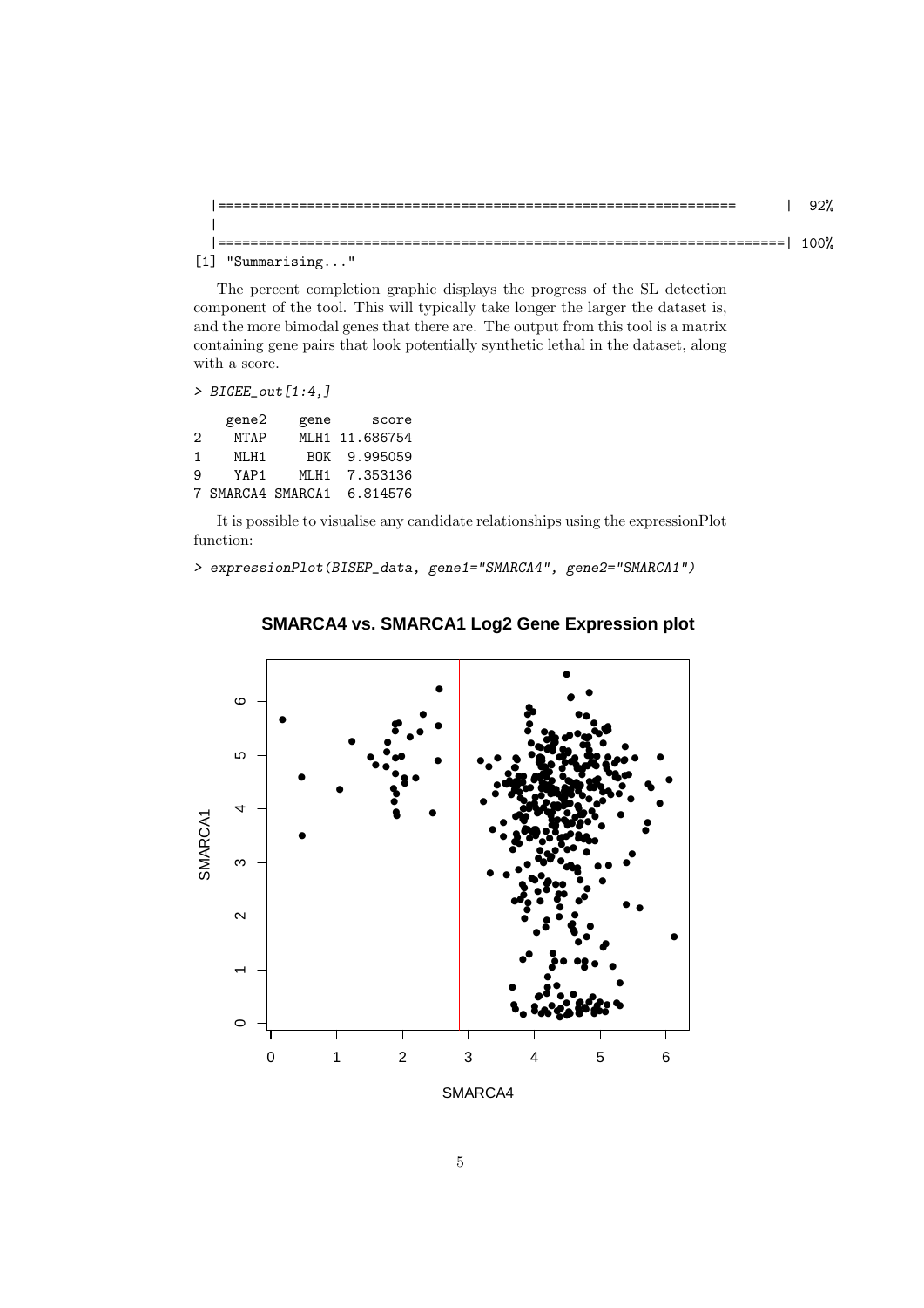```
|================================================================      |  92%
|
|======================================================================| 100%
[1] "Summarising..."
```

The percent completion graphic displays the progress of the SL detection component of the tool. This will typically take longer the larger the dataset is, and the more bimodal genes that there are. The output from this tool is a matrix containing gene pairs that look potentially synthetic lethal in the dataset, along with a score.

```
> BIGEE_out[1:4,]

    gene2    gene     score
2    MTAP    MLH1 11.686754
1    MLH1     BOK  9.995059
9    YAP1    MLH1  7.353136
7 SMARCA4 SMARCA1  6.814576
```

It is possible to visualise any candidate relationships using the expressionPlot function:

```
> expressionPlot(BISEP_data, gene1="SMARCA4", gene2="SMARCA1")
```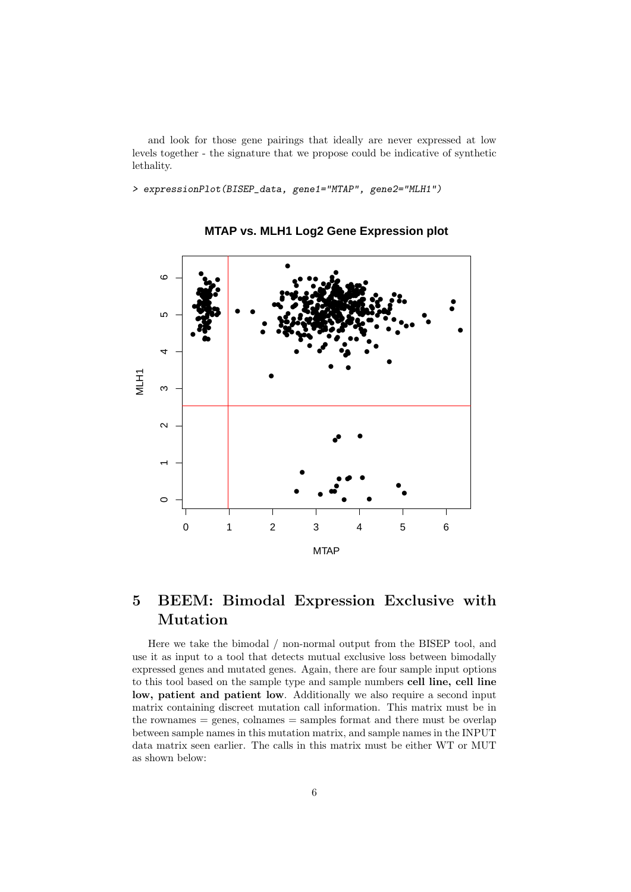and look for those gene pairings that ideally are never expressed at low levels together - the signature that we propose could be indicative of synthetic lethality.

```
> expressionPlot(BISEP_data, gene1="MTAP", gene2="MLH1")
```

## 5 BEEM: Bimodal Expression Exclusive with Mutation

Here we take the bimodal / non-normal output from the BISEP tool, and use it as input to a tool that detects mutual exclusive loss between bimodally expressed genes and mutated genes. Again, there are four sample input options to this tool based on the sample type and sample numbers **cell line, cell line low, patient and patient low**. Additionally we also require a second input matrix containing discreet mutation call information. This matrix must be in the rownames = genes, colnames = samples format and there must be overlap between sample names in this mutation matrix, and sample names in the INPUT data matrix seen earlier. The calls in this matrix must be either WT or MUT as shown below: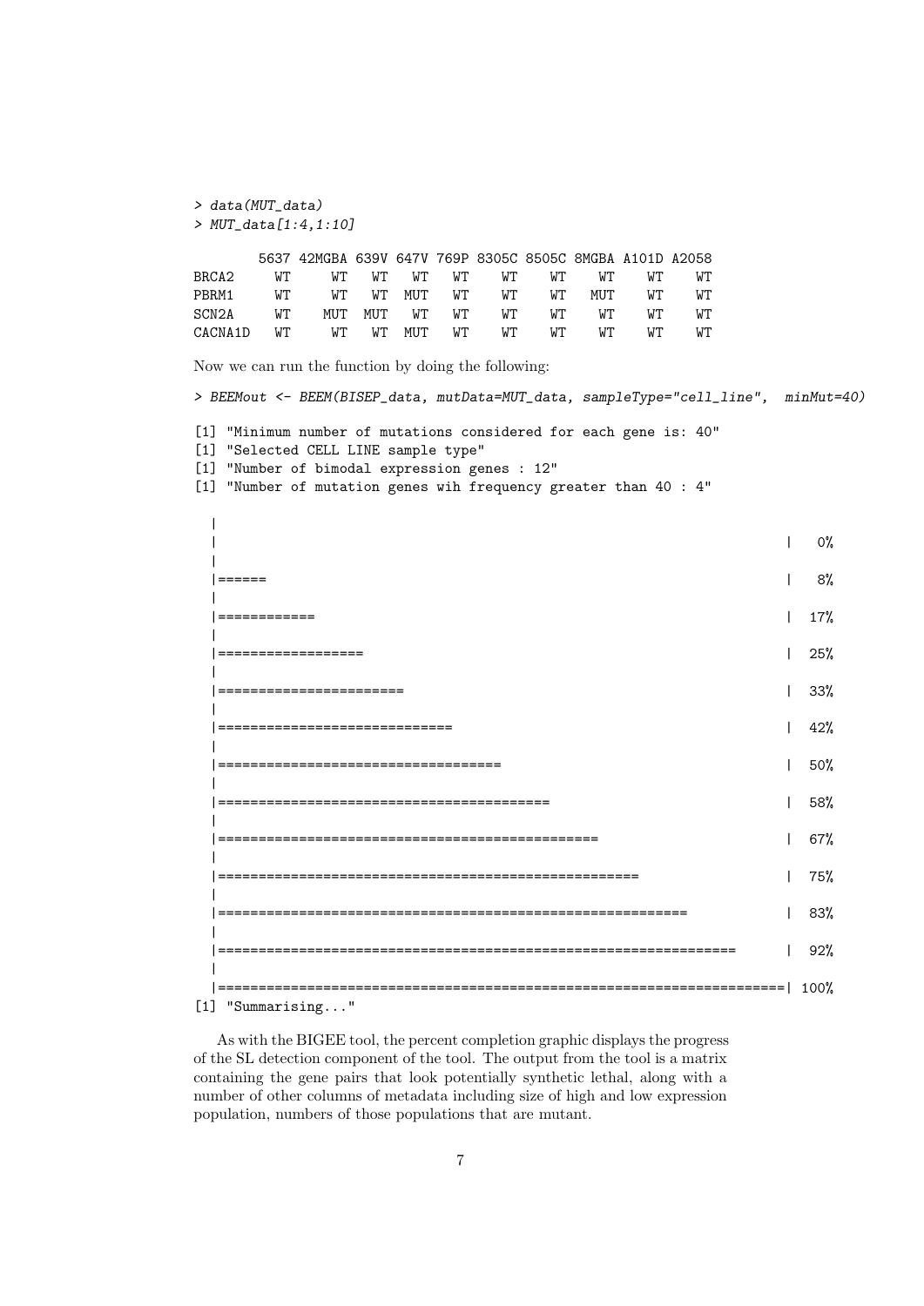```
> data(MUT_data)
> MUT_data[1:4,1:10]

        5637 42MGBA 639V 647V 769P 8305C 8505C 8MGBA A101D A2058
BRCA2     WT     WT   WT   WT   WT    WT    WT    WT    WT    WT
PBRM1     WT     WT   WT  MUT   WT    WT    WT   MUT    WT    WT
SCN2A     WT    MUT  MUT   WT   WT    WT    WT    WT    WT    WT
CACNA1D   WT     WT   WT  MUT   WT    WT    WT    WT    WT    WT
```

Now we can run the function by doing the following:

```
> BEEMout <- BEEM(BISEP_data, mutData=MUT_data, sampleType="cell_line",  minMut=40)

[1] "Minimum number of mutations considered for each gene is: 40"
[1] "Selected CELL LINE sample type"
[1] "Number of bimodal expression genes : 12"
[1] "Number of mutation genes wih frequency greater than 40 : 4"

  |
  |                                                                      |   0%
  |
  |======                                                                |   8%
  |
  |============                                                          |  17%
  |
  |==================                                                    |  25%
  |
  |=======================                                               |  33%
  |
  |=============================                                         |  42%
  |
  |===================================                                   |  50%
  |
  |=========================================                             |  58%
  |
  |===============================================                       |  67%
  |
  |====================================================                  |  75%
  |
  |==========================================================            |  83%
  |
  |================================================================      |  92%
  |
  |======================================================================| 100%
[1] "Summarising..."
```

As with the BIGEE tool, the percent completion graphic displays the progress of the SL detection component of the tool. The output from the tool is a matrix containing the gene pairs that look potentially synthetic lethal, along with a number of other columns of metadata including size of high and low expression population, numbers of those populations that are mutant.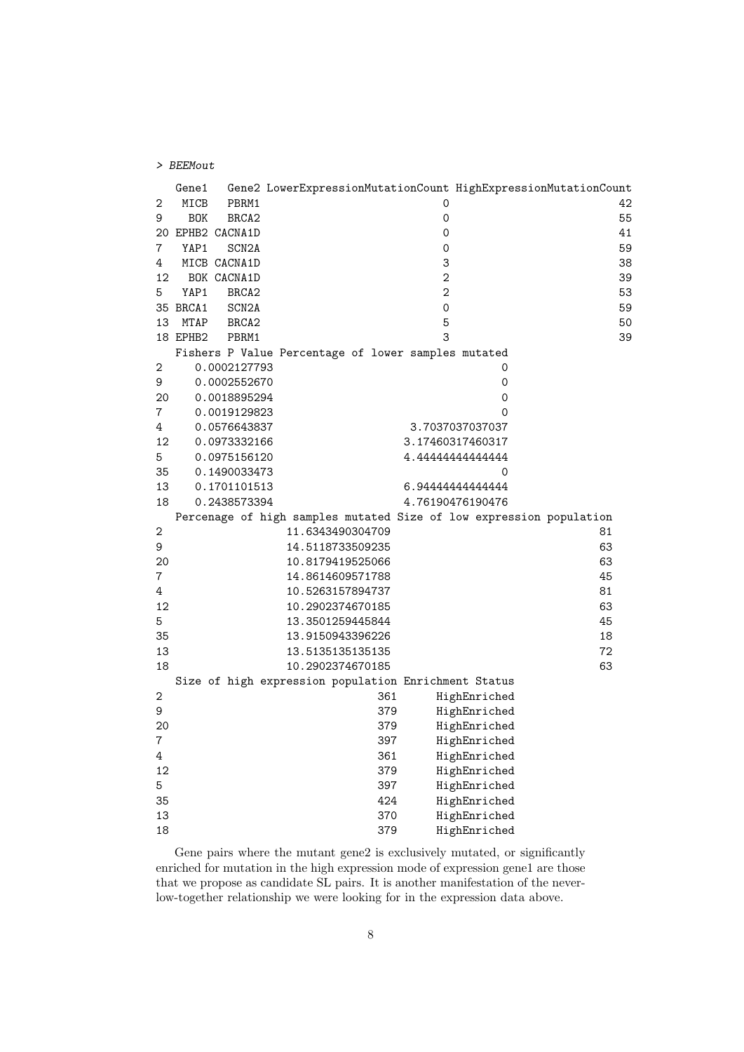```
> BEEMout
   Gene1   Gene2 LowerExpressionMutationCount HighExpressionMutationCount
2   MICB   PBRM1                            0                          42
9    BOK   BRCA2                            0                          55
20 EPHB2 CACNA1D                            0                          41
7   YAP1   SCN2A                            0                          59
4   MICB CACNA1D                            3                          38
12   BOK CACNA1D                            2                          39
5   YAP1   BRCA2                            2                          53
35 BRCA1   SCN2A                            0                          59
13  MTAP   BRCA2                            5                          50
18 EPHB2   PBRM1                            3                          39
   Fishers P Value Percentage of lower samples mutated
2     0.0002127793                                   0
9     0.0002552670                                   0
20    0.0018895294                                   0
7     0.0019129823                                   0
4     0.0576643837                    3.7037037037037
12    0.0973332166                   3.17460317460317
5     0.0975156120                   4.44444444444444
35    0.1490033473                                   0
13    0.1701101513                   6.94444444444444
18    0.2438573394                   4.76190476190476
   Percenage of high samples mutated Size of low expression population
2                   11.6343490304709                                 81
9                   14.5118733509235                                 63
20                  10.8179419525066                                 63
7                   14.8614609571788                                 45
4                   10.5263157894737                                 81
12                  10.2902374670185                                 63
5                   13.3501259445844                                 45
35                  13.9150943396226                                 18
13                  13.5135135135135                                 72
18                  10.2902374670185                                 63
   Size of high expression population Enrichment Status
2                                 361      HighEnriched
9                                 379      HighEnriched
20                                379      HighEnriched
7                                 397      HighEnriched
4                                 361      HighEnriched
12                                379      HighEnriched
5                                 397      HighEnriched
35                                424      HighEnriched
13                                370      HighEnriched
18                                379      HighEnriched
```

Gene pairs where the mutant gene2 is exclusively mutated, or significantly enriched for mutation in the high expression mode of expression gene1 are those that we propose as candidate SL pairs. It is another manifestation of the never-low-together relationship we were looking for in the expression data above.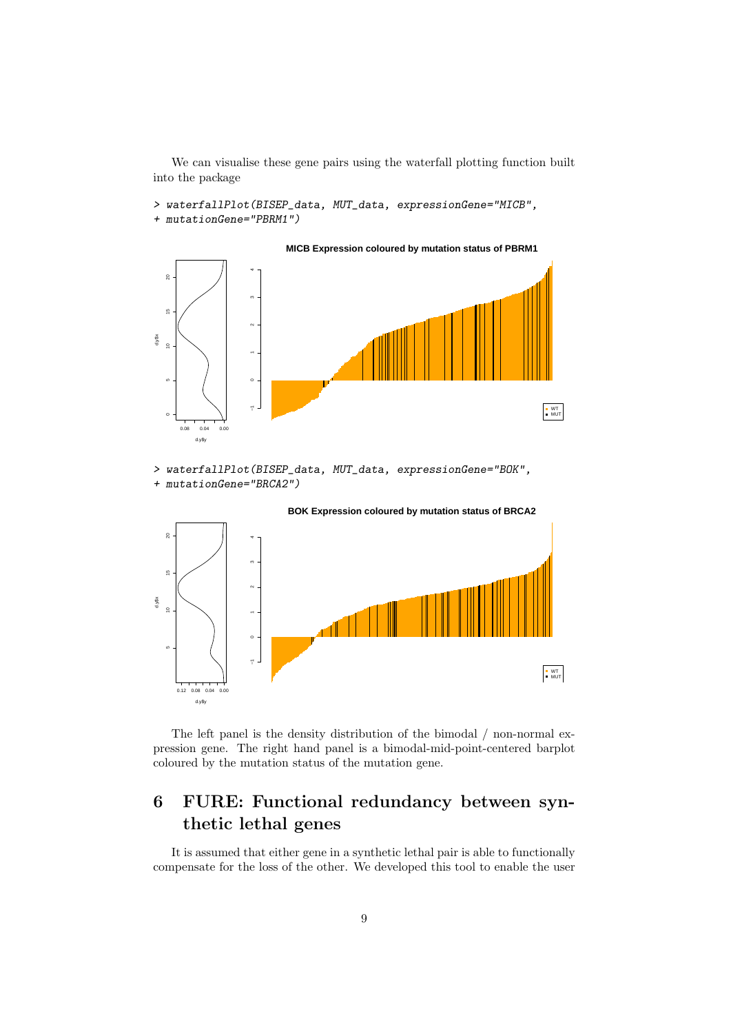We can visualise these gene pairs using the waterfall plotting function built into the package

```
> waterfallPlot(BISEP_data, MUT_data, expressionGene="MICB",
+ mutationGene="PBRM1")
```

```
> waterfallPlot(BISEP_data, MUT_data, expressionGene="BOK",
+ mutationGene="BRCA2")
```

The left panel is the density distribution of the bimodal / non-normal expression gene. The right hand panel is a bimodal-mid-point-centered barplot coloured by the mutation status of the mutation gene.

# 6 FURE: Functional redundancy between synthetic lethal genes

It is assumed that either gene in a synthetic lethal pair is able to functionally compensate for the loss of the other. We developed this tool to enable the user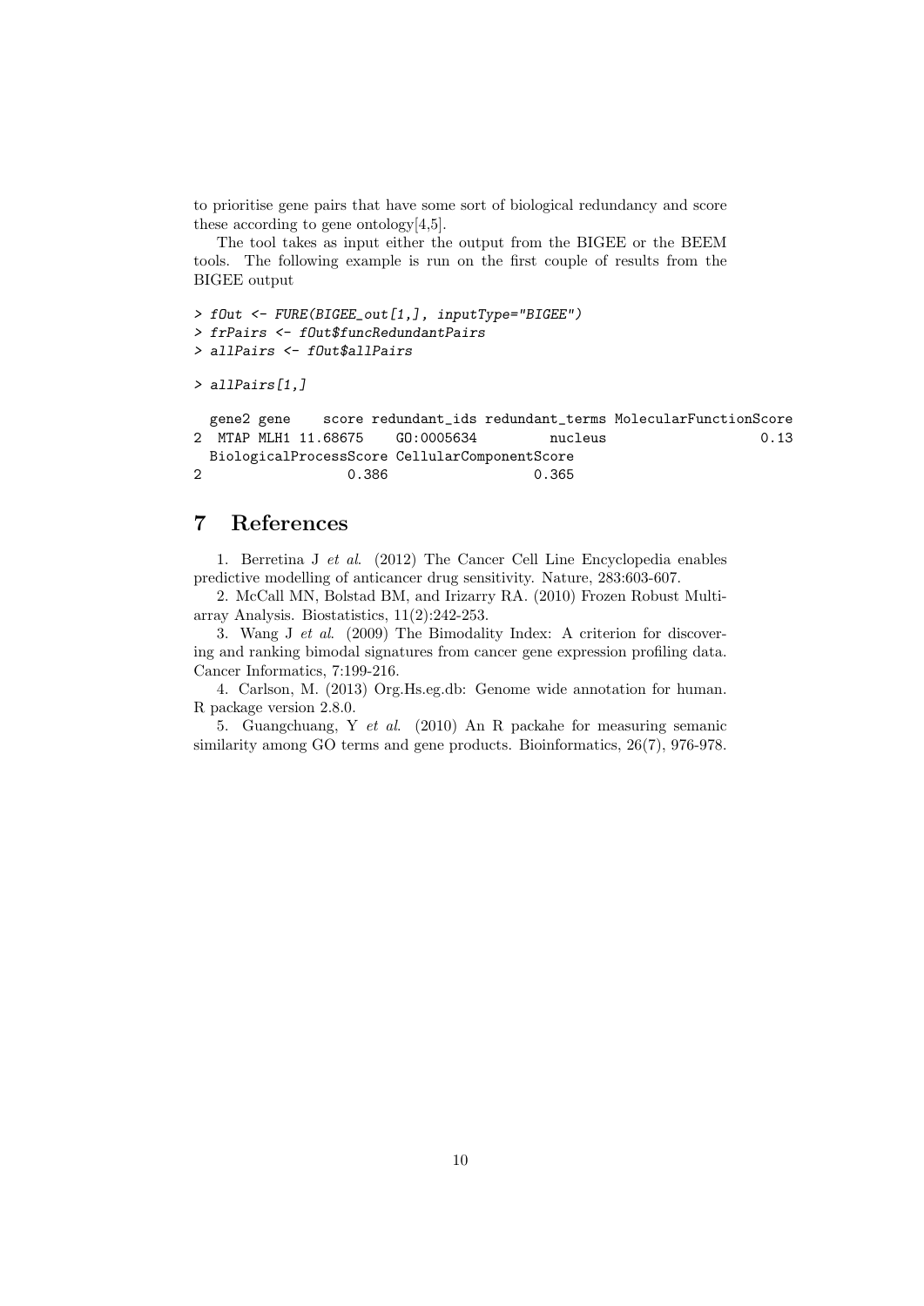to prioritise gene pairs that have some sort of biological redundancy and score these according to gene ontology[4,5].

The tool takes as input either the output from the BIGEE or the BEEM tools. The following example is run on the first couple of results from the BIGEE output

```
> fOut <- FURE(BIGEE_out[1,], inputType="BIGEE")
> frPairs <- fOut$funcRedundantPairs
> allPairs <- fOut$allPairs

> allPairs[1,]

  gene2 gene    score redundant_ids redundant_terms MolecularFunctionScore
2  MTAP MLH1 11.68675    GO:0005634         nucleus                   0.13
  BiologicalProcessScore CellularComponentScore
2                  0.386                  0.365
```

# 7 References

1. Berretina J *et al*. (2012) The Cancer Cell Line Encyclopedia enables predictive modelling of anticancer drug sensitivity. Nature, 283:603-607.

2. McCall MN, Bolstad BM, and Irizarry RA. (2010) Frozen Robust Multiarray Analysis. Biostatistics, 11(2):242-253.

3. Wang J *et al*. (2009) The Bimodality Index: A criterion for discovering and ranking bimodal signatures from cancer gene expression profiling data. Cancer Informatics, 7:199-216.

4. Carlson, M. (2013) Org.Hs.eg.db: Genome wide annotation for human. R package version 2.8.0.

5. Guangchuang, Y *et al*. (2010) An R packahe for measuring semanic similarity among GO terms and gene products. Bioinformatics, 26(7), 976-978.